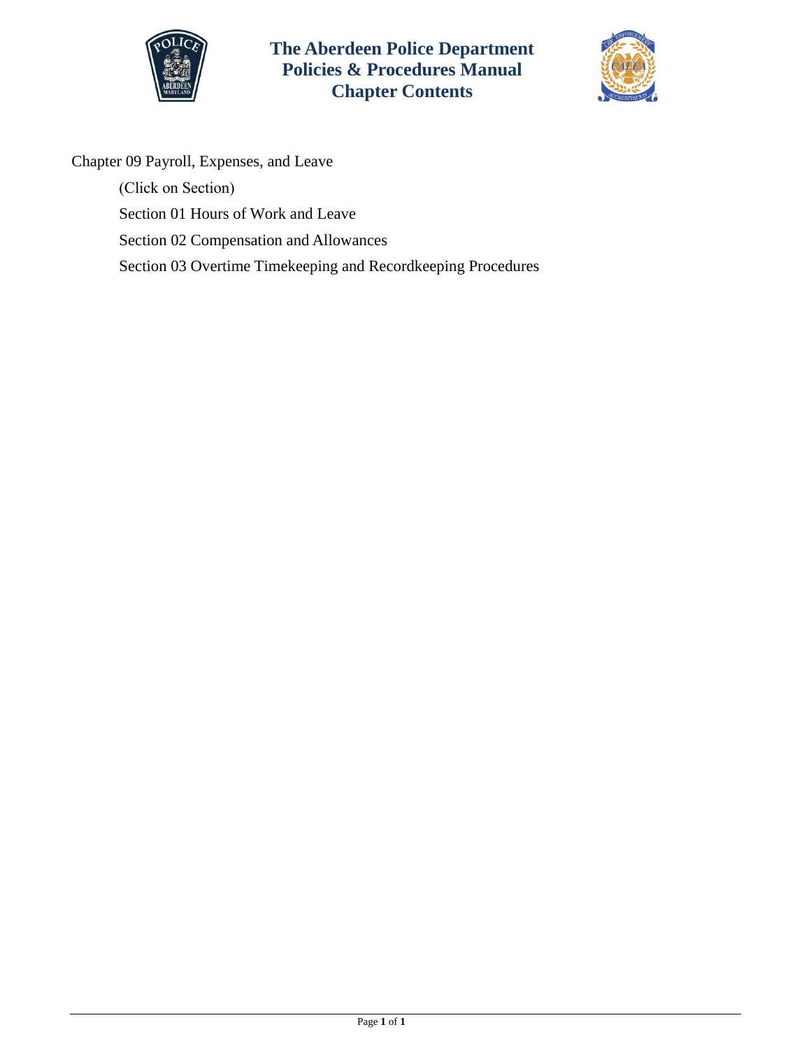# The Aberdeen Police Department
# Policies & Procedures Manual
# Chapter Contents

Chapter 09 Payroll, Expenses, and Leave

(Click on Section)

Section 01 Hours of Work and Leave

Section 02 Compensation and Allowances

Section 03 Overtime Timekeeping and Recordkeeping Procedures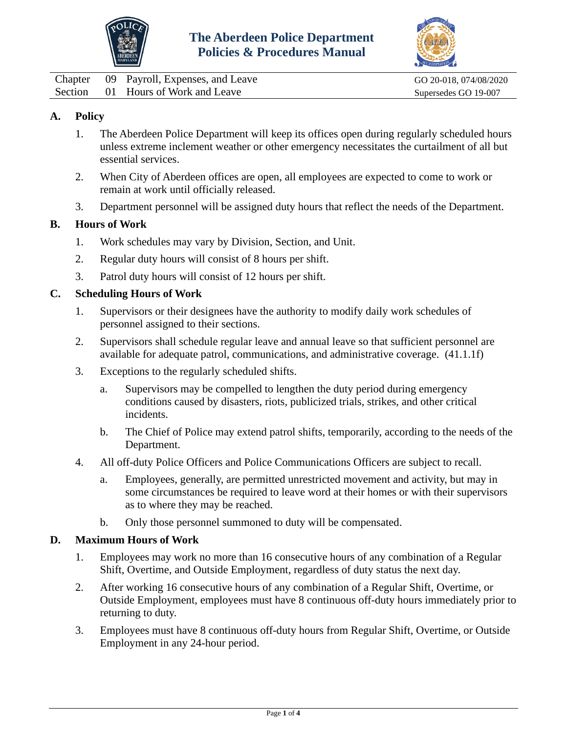**The Aberdeen Police Department**
**Policies & Procedures Manual**

| | | | |
|---|---|---|---|
| Chapter | 09 | Payroll, Expenses, and Leave | GO 20-018, 074/08/2020 |
| Section | 01 | Hours of Work and Leave | Supersedes GO 19-007 |

## A. Policy

1. The Aberdeen Police Department will keep its offices open during regularly scheduled hours unless extreme inclement weather or other emergency necessitates the curtailment of all but essential services.
2. When City of Aberdeen offices are open, all employees are expected to come to work or remain at work until officially released.
3. Department personnel will be assigned duty hours that reflect the needs of the Department.

## B. Hours of Work

1. Work schedules may vary by Division, Section, and Unit.
2. Regular duty hours will consist of 8 hours per shift.
3. Patrol duty hours will consist of 12 hours per shift.

## C. Scheduling Hours of Work

1. Supervisors or their designees have the authority to modify daily work schedules of personnel assigned to their sections.
2. Supervisors shall schedule regular leave and annual leave so that sufficient personnel are available for adequate patrol, communications, and administrative coverage. (41.1.1f)
3. Exceptions to the regularly scheduled shifts.
   a. Supervisors may be compelled to lengthen the duty period during emergency conditions caused by disasters, riots, publicized trials, strikes, and other critical incidents.
   b. The Chief of Police may extend patrol shifts, temporarily, according to the needs of the Department.
4. All off-duty Police Officers and Police Communications Officers are subject to recall.
   a. Employees, generally, are permitted unrestricted movement and activity, but may in some circumstances be required to leave word at their homes or with their supervisors as to where they may be reached.
   b. Only those personnel summoned to duty will be compensated.

## D. Maximum Hours of Work

1. Employees may work no more than 16 consecutive hours of any combination of a Regular Shift, Overtime, and Outside Employment, regardless of duty status the next day.
2. After working 16 consecutive hours of any combination of a Regular Shift, Overtime, or Outside Employment, employees must have 8 continuous off-duty hours immediately prior to returning to duty.
3. Employees must have 8 continuous off-duty hours from Regular Shift, Overtime, or Outside Employment in any 24-hour period.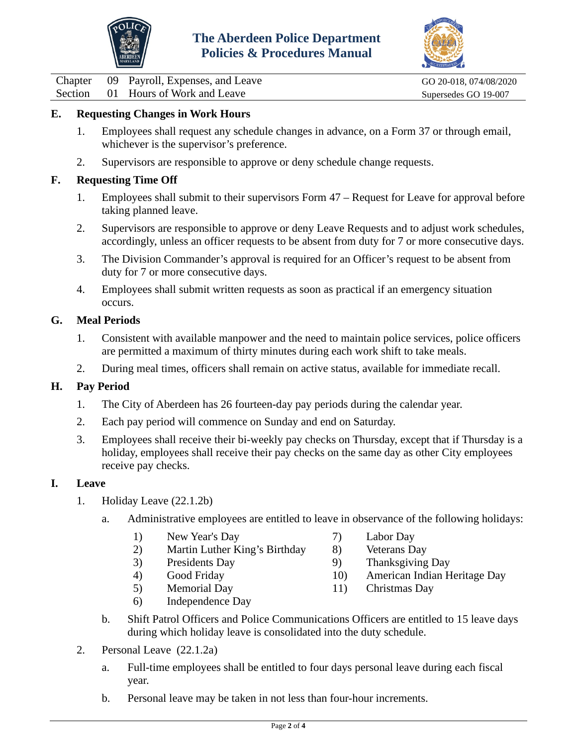## E. Requesting Changes in Work Hours

1. Employees shall request any schedule changes in advance, on a Form 37 or through email, whichever is the supervisor's preference.
2. Supervisors are responsible to approve or deny schedule change requests.

## F. Requesting Time Off

1. Employees shall submit to their supervisors Form 47 – Request for Leave for approval before taking planned leave.
2. Supervisors are responsible to approve or deny Leave Requests and to adjust work schedules, accordingly, unless an officer requests to be absent from duty for 7 or more consecutive days.
3. The Division Commander's approval is required for an Officer's request to be absent from duty for 7 or more consecutive days.
4. Employees shall submit written requests as soon as practical if an emergency situation occurs.

## G. Meal Periods

1. Consistent with available manpower and the need to maintain police services, police officers are permitted a maximum of thirty minutes during each work shift to take meals.
2. During meal times, officers shall remain on active status, available for immediate recall.

## H. Pay Period

1. The City of Aberdeen has 26 fourteen-day pay periods during the calendar year.
2. Each pay period will commence on Sunday and end on Saturday.
3. Employees shall receive their bi-weekly pay checks on Thursday, except that if Thursday is a holiday, employees shall receive their pay checks on the same day as other City employees receive pay checks.

## I. Leave

1. Holiday Leave (22.1.2b)
   a. Administrative employees are entitled to leave in observance of the following holidays:
      1) New Year's Day
      2) Martin Luther King's Birthday
      3) Presidents Day
      4) Good Friday
      5) Memorial Day
      6) Independence Day
      7) Labor Day
      8) Veterans Day
      9) Thanksgiving Day
      10) American Indian Heritage Day
      11) Christmas Day

   b. Shift Patrol Officers and Police Communications Officers are entitled to 15 leave days during which holiday leave is consolidated into the duty schedule.
2. Personal Leave (22.1.2a)
   a. Full-time employees shall be entitled to four days personal leave during each fiscal year.
   b. Personal leave may be taken in not less than four-hour increments.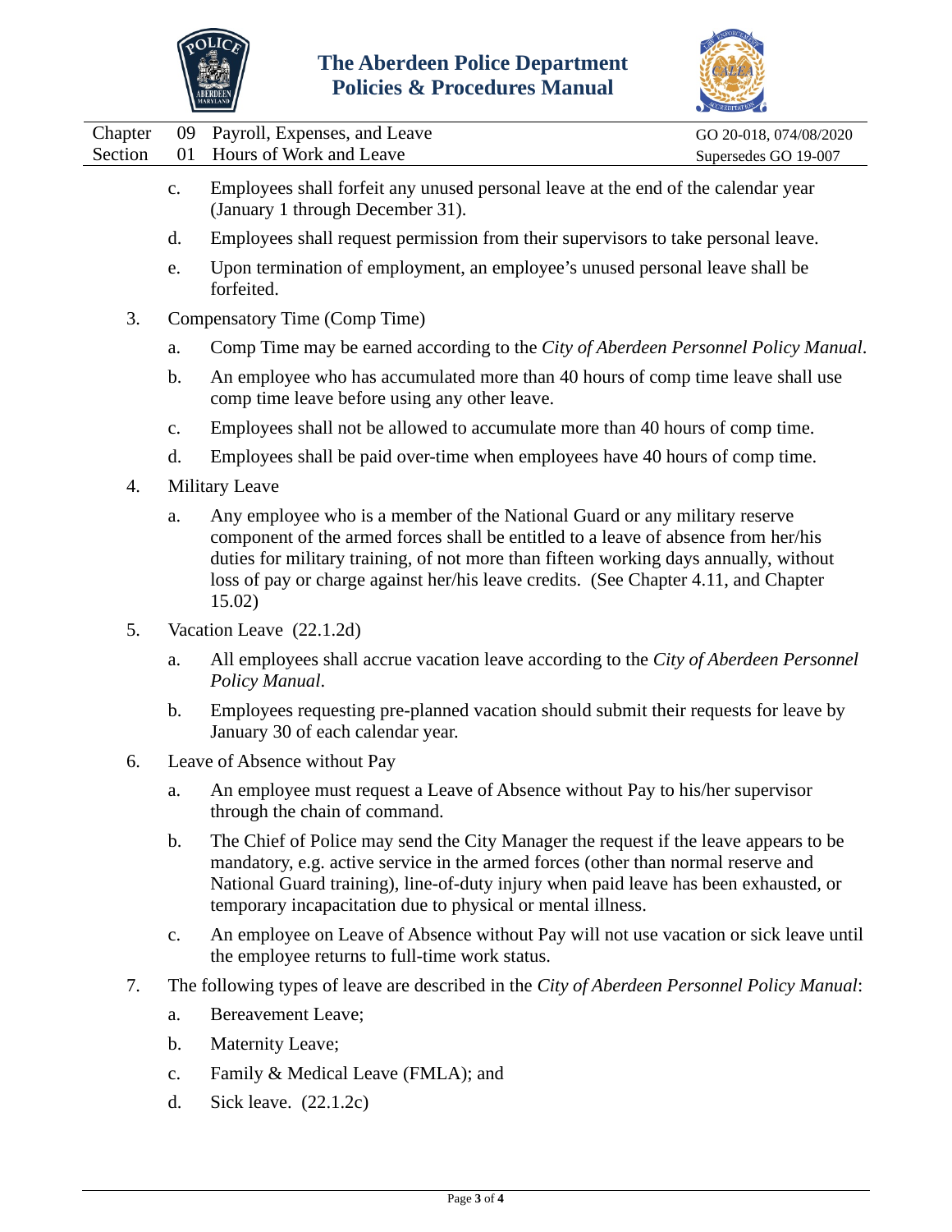c. Employees shall forfeit any unused personal leave at the end of the calendar year (January 1 through December 31).

d. Employees shall request permission from their supervisors to take personal leave.

e. Upon termination of employment, an employee's unused personal leave shall be forfeited.

3. Compensatory Time (Comp Time)

   a. Comp Time may be earned according to the *City of Aberdeen Personnel Policy Manual*.

   b. An employee who has accumulated more than 40 hours of comp time leave shall use comp time leave before using any other leave.

   c. Employees shall not be allowed to accumulate more than 40 hours of comp time.

   d. Employees shall be paid over-time when employees have 40 hours of comp time.

4. Military Leave

   a. Any employee who is a member of the National Guard or any military reserve component of the armed forces shall be entitled to a leave of absence from her/his duties for military training, of not more than fifteen working days annually, without loss of pay or charge against her/his leave credits. (See Chapter 4.11, and Chapter 15.02)

5. Vacation Leave (22.1.2d)

   a. All employees shall accrue vacation leave according to the *City of Aberdeen Personnel Policy Manual*.

   b. Employees requesting pre-planned vacation should submit their requests for leave by January 30 of each calendar year.

6. Leave of Absence without Pay

   a. An employee must request a Leave of Absence without Pay to his/her supervisor through the chain of command.

   b. The Chief of Police may send the City Manager the request if the leave appears to be mandatory, e.g. active service in the armed forces (other than normal reserve and National Guard training), line-of-duty injury when paid leave has been exhausted, or temporary incapacitation due to physical or mental illness.

   c. An employee on Leave of Absence without Pay will not use vacation or sick leave until the employee returns to full-time work status.

7. The following types of leave are described in the *City of Aberdeen Personnel Policy Manual*:

   a. Bereavement Leave;

   b. Maternity Leave;

   c. Family & Medical Leave (FMLA); and

   d. Sick leave. (22.1.2c)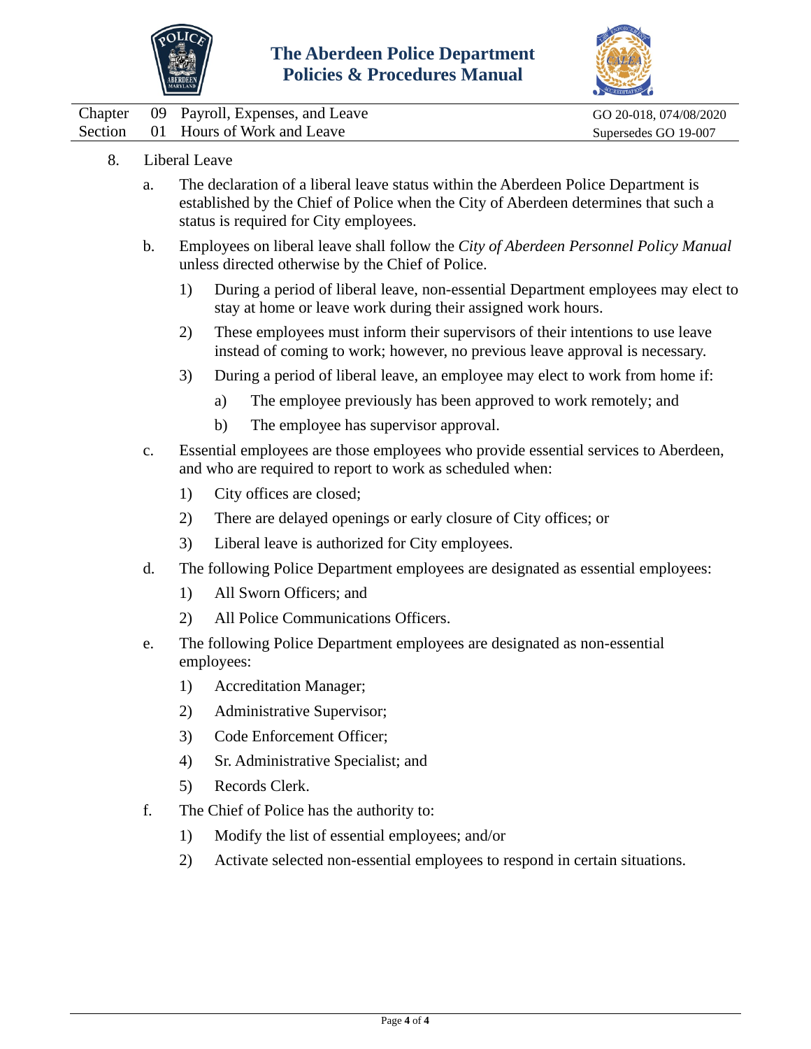8. Liberal Leave

   a. The declaration of a liberal leave status within the Aberdeen Police Department is established by the Chief of Police when the City of Aberdeen determines that such a status is required for City employees.

   b. Employees on liberal leave shall follow the *City of Aberdeen Personnel Policy Manual* unless directed otherwise by the Chief of Police.

      1) During a period of liberal leave, non-essential Department employees may elect to stay at home or leave work during their assigned work hours.

      2) These employees must inform their supervisors of their intentions to use leave instead of coming to work; however, no previous leave approval is necessary.

      3) During a period of liberal leave, an employee may elect to work from home if:

         a) The employee previously has been approved to work remotely; and

         b) The employee has supervisor approval.

   c. Essential employees are those employees who provide essential services to Aberdeen, and who are required to report to work as scheduled when:

      1) City offices are closed;

      2) There are delayed openings or early closure of City offices; or

      3) Liberal leave is authorized for City employees.

   d. The following Police Department employees are designated as essential employees:

      1) All Sworn Officers; and

      2) All Police Communications Officers.

   e. The following Police Department employees are designated as non-essential employees:

      1) Accreditation Manager;

      2) Administrative Supervisor;

      3) Code Enforcement Officer;

      4) Sr. Administrative Specialist; and

      5) Records Clerk.

   f. The Chief of Police has the authority to:

      1) Modify the list of essential employees; and/or

      2) Activate selected non-essential employees to respond in certain situations.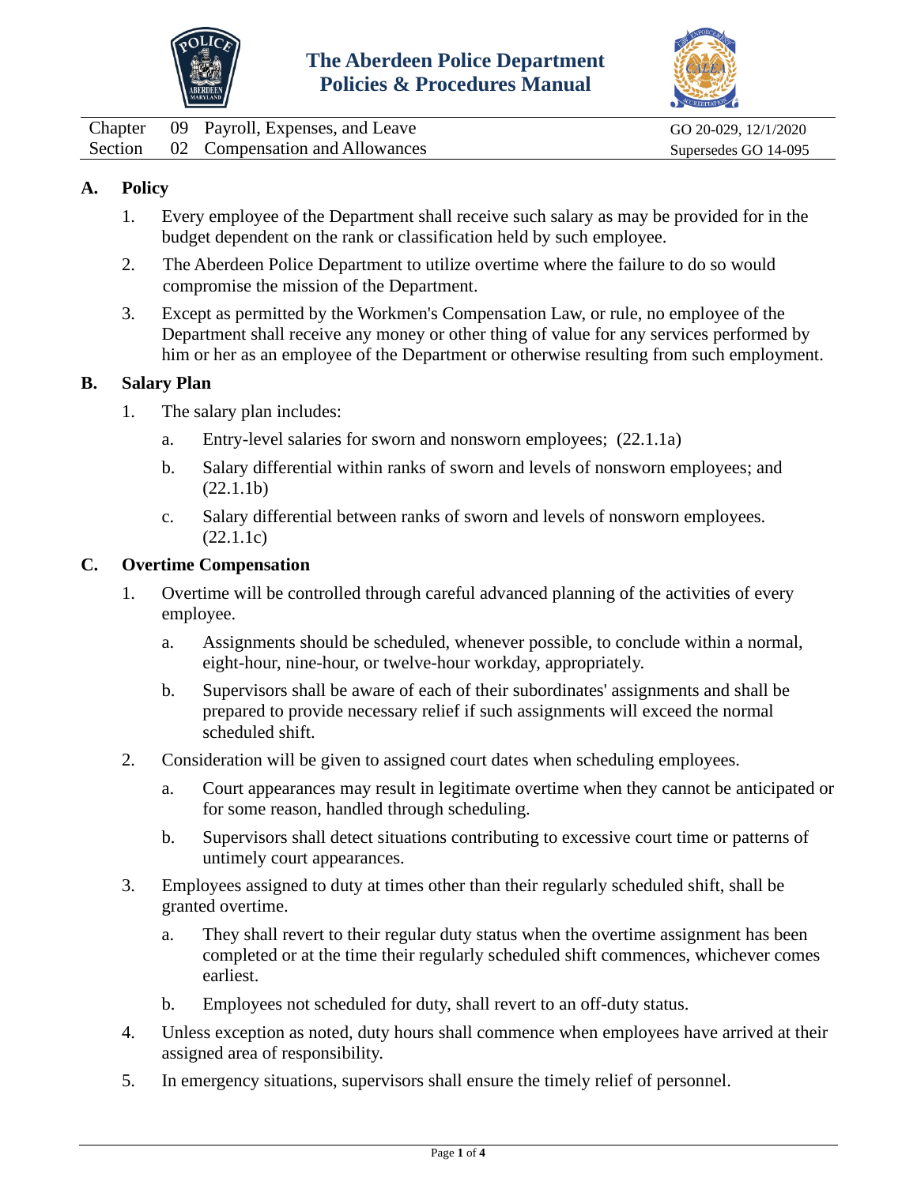# The Aberdeen Police Department Policies & Procedures Manual

| Chapter | 09 | Payroll, Expenses, and Leave | GO 20-029, 12/1/2020 |
|---|---|---|---|
| Section | 02 | Compensation and Allowances | Supersedes GO 14-095 |

## A. Policy

1. Every employee of the Department shall receive such salary as may be provided for in the budget dependent on the rank or classification held by such employee.
2. The Aberdeen Police Department to utilize overtime where the failure to do so would compromise the mission of the Department.
3. Except as permitted by the Workmen's Compensation Law, or rule, no employee of the Department shall receive any money or other thing of value for any services performed by him or her as an employee of the Department or otherwise resulting from such employment.

## B. Salary Plan

1. The salary plan includes:
   a. Entry-level salaries for sworn and nonsworn employees; (22.1.1a)
   b. Salary differential within ranks of sworn and levels of nonsworn employees; and (22.1.1b)
   c. Salary differential between ranks of sworn and levels of nonsworn employees. (22.1.1c)

## C. Overtime Compensation

1. Overtime will be controlled through careful advanced planning of the activities of every employee.
   a. Assignments should be scheduled, whenever possible, to conclude within a normal, eight-hour, nine-hour, or twelve-hour workday, appropriately.
   b. Supervisors shall be aware of each of their subordinates' assignments and shall be prepared to provide necessary relief if such assignments will exceed the normal scheduled shift.
2. Consideration will be given to assigned court dates when scheduling employees.
   a. Court appearances may result in legitimate overtime when they cannot be anticipated or for some reason, handled through scheduling.
   b. Supervisors shall detect situations contributing to excessive court time or patterns of untimely court appearances.
3. Employees assigned to duty at times other than their regularly scheduled shift, shall be granted overtime.
   a. They shall revert to their regular duty status when the overtime assignment has been completed or at the time their regularly scheduled shift commences, whichever comes earliest.
   b. Employees not scheduled for duty, shall revert to an off-duty status.
4. Unless exception as noted, duty hours shall commence when employees have arrived at their assigned area of responsibility.
5. In emergency situations, supervisors shall ensure the timely relief of personnel.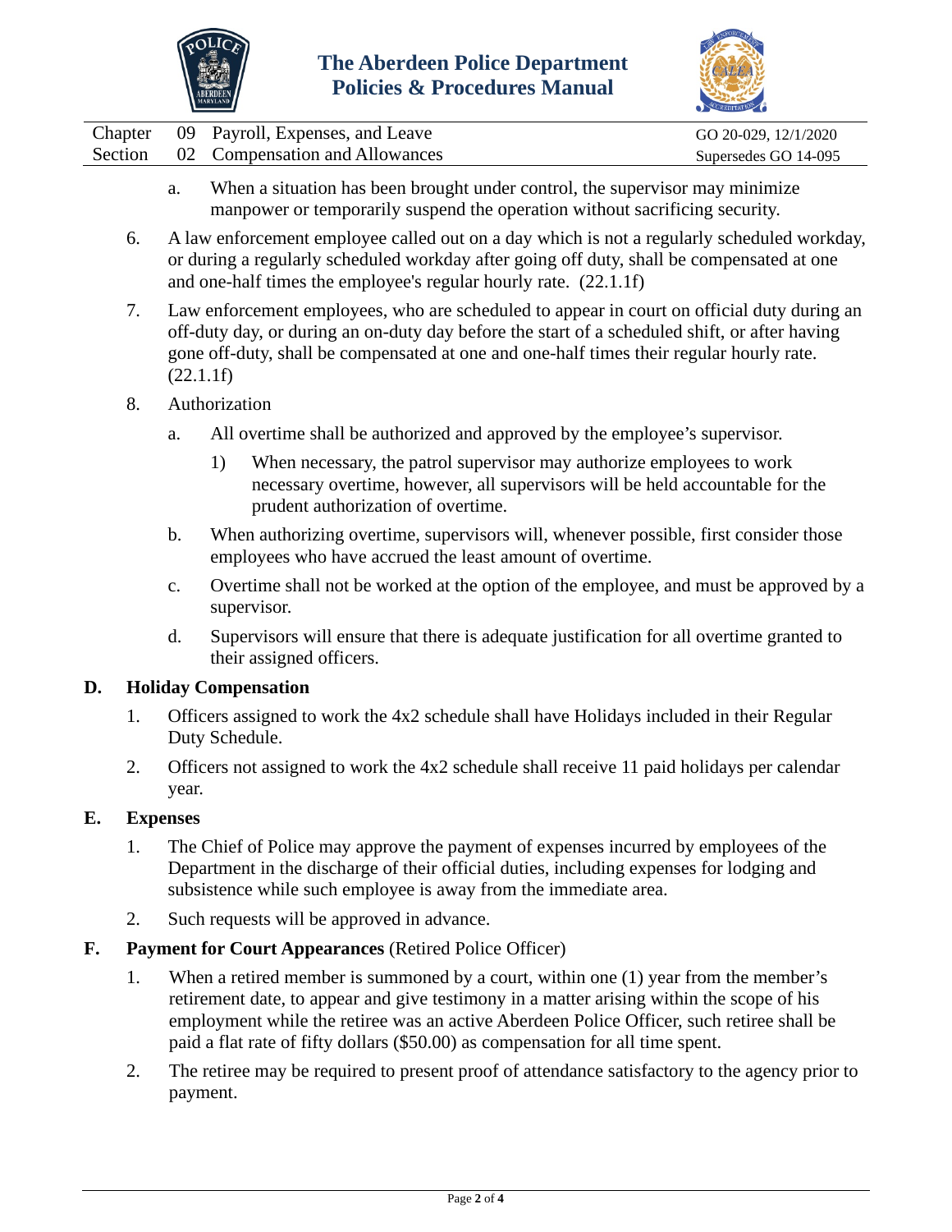a. When a situation has been brought under control, the supervisor may minimize manpower or temporarily suspend the operation without sacrificing security.

6. A law enforcement employee called out on a day which is not a regularly scheduled workday, or during a regularly scheduled workday after going off duty, shall be compensated at one and one-half times the employee's regular hourly rate. (22.1.1f)

7. Law enforcement employees, who are scheduled to appear in court on official duty during an off-duty day, or during an on-duty day before the start of a scheduled shift, or after having gone off-duty, shall be compensated at one and one-half times their regular hourly rate. (22.1.1f)

8. Authorization

   a. All overtime shall be authorized and approved by the employee's supervisor.

      1) When necessary, the patrol supervisor may authorize employees to work necessary overtime, however, all supervisors will be held accountable for the prudent authorization of overtime.

   b. When authorizing overtime, supervisors will, whenever possible, first consider those employees who have accrued the least amount of overtime.

   c. Overtime shall not be worked at the option of the employee, and must be approved by a supervisor.

   d. Supervisors will ensure that there is adequate justification for all overtime granted to their assigned officers.

## D. Holiday Compensation

1. Officers assigned to work the 4x2 schedule shall have Holidays included in their Regular Duty Schedule.

2. Officers not assigned to work the 4x2 schedule shall receive 11 paid holidays per calendar year.

## E. Expenses

1. The Chief of Police may approve the payment of expenses incurred by employees of the Department in the discharge of their official duties, including expenses for lodging and subsistence while such employee is away from the immediate area.

2. Such requests will be approved in advance.

## F. Payment for Court Appearances (Retired Police Officer)

1. When a retired member is summoned by a court, within one (1) year from the member's retirement date, to appear and give testimony in a matter arising within the scope of his employment while the retiree was an active Aberdeen Police Officer, such retiree shall be paid a flat rate of fifty dollars ($50.00) as compensation for all time spent.

2. The retiree may be required to present proof of attendance satisfactory to the agency prior to payment.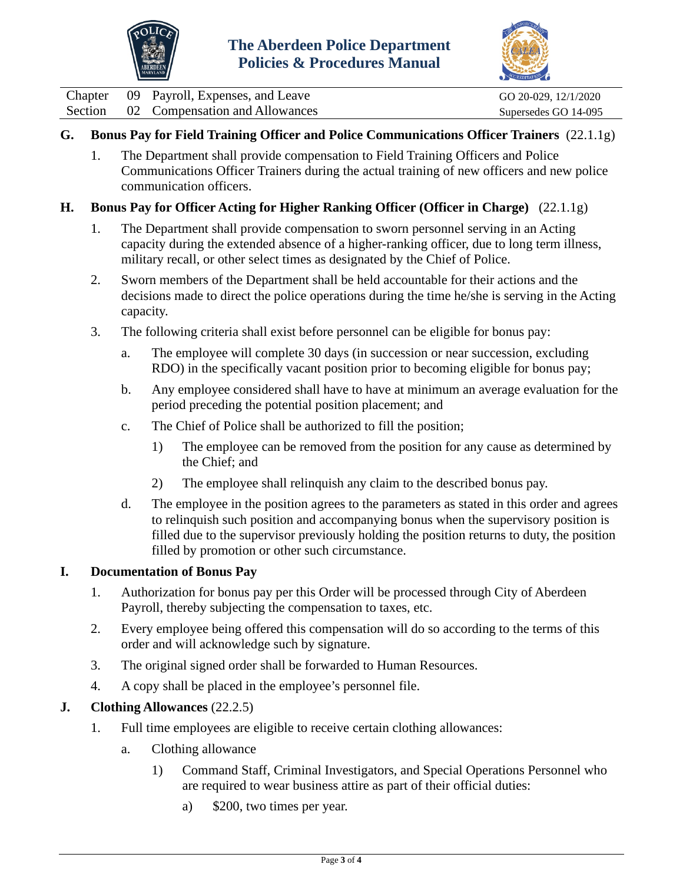**G. Bonus Pay for Field Training Officer and Police Communications Officer Trainers** (22.1.1g)

1. The Department shall provide compensation to Field Training Officers and Police Communications Officer Trainers during the actual training of new officers and new police communication officers.

**H. Bonus Pay for Officer Acting for Higher Ranking Officer (Officer in Charge)** (22.1.1g)

1. The Department shall provide compensation to sworn personnel serving in an Acting capacity during the extended absence of a higher-ranking officer, due to long term illness, military recall, or other select times as designated by the Chief of Police.

2. Sworn members of the Department shall be held accountable for their actions and the decisions made to direct the police operations during the time he/she is serving in the Acting capacity.

3. The following criteria shall exist before personnel can be eligible for bonus pay:

   a. The employee will complete 30 days (in succession or near succession, excluding RDO) in the specifically vacant position prior to becoming eligible for bonus pay;

   b. Any employee considered shall have to have at minimum an average evaluation for the period preceding the potential position placement; and

   c. The Chief of Police shall be authorized to fill the position;

      1) The employee can be removed from the position for any cause as determined by the Chief; and

      2) The employee shall relinquish any claim to the described bonus pay.

   d. The employee in the position agrees to the parameters as stated in this order and agrees to relinquish such position and accompanying bonus when the supervisory position is filled due to the supervisor previously holding the position returns to duty, the position filled by promotion or other such circumstance.

**I. Documentation of Bonus Pay**

1. Authorization for bonus pay per this Order will be processed through City of Aberdeen Payroll, thereby subjecting the compensation to taxes, etc.

2. Every employee being offered this compensation will do so according to the terms of this order and will acknowledge such by signature.

3. The original signed order shall be forwarded to Human Resources.

4. A copy shall be placed in the employee's personnel file.

**J. Clothing Allowances** (22.2.5)

1. Full time employees are eligible to receive certain clothing allowances:

   a. Clothing allowance

      1) Command Staff, Criminal Investigators, and Special Operations Personnel who are required to wear business attire as part of their official duties:

         a) $200, two times per year.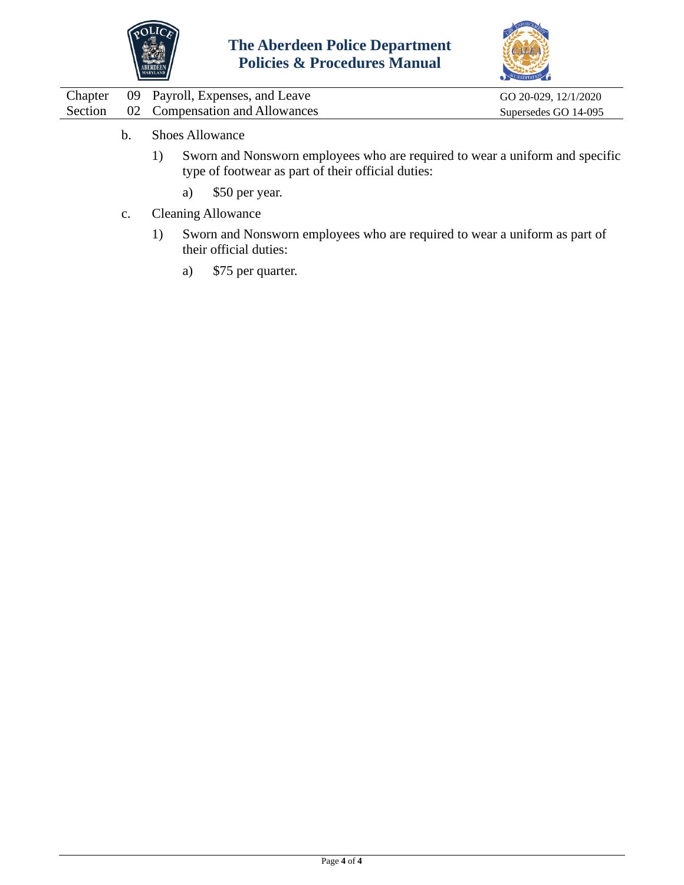b. Shoes Allowance

   1) Sworn and Nonsworn employees who are required to wear a uniform and specific type of footwear as part of their official duties:

      a) $50 per year.

c. Cleaning Allowance

   1) Sworn and Nonsworn employees who are required to wear a uniform as part of their official duties:

      a) $75 per quarter.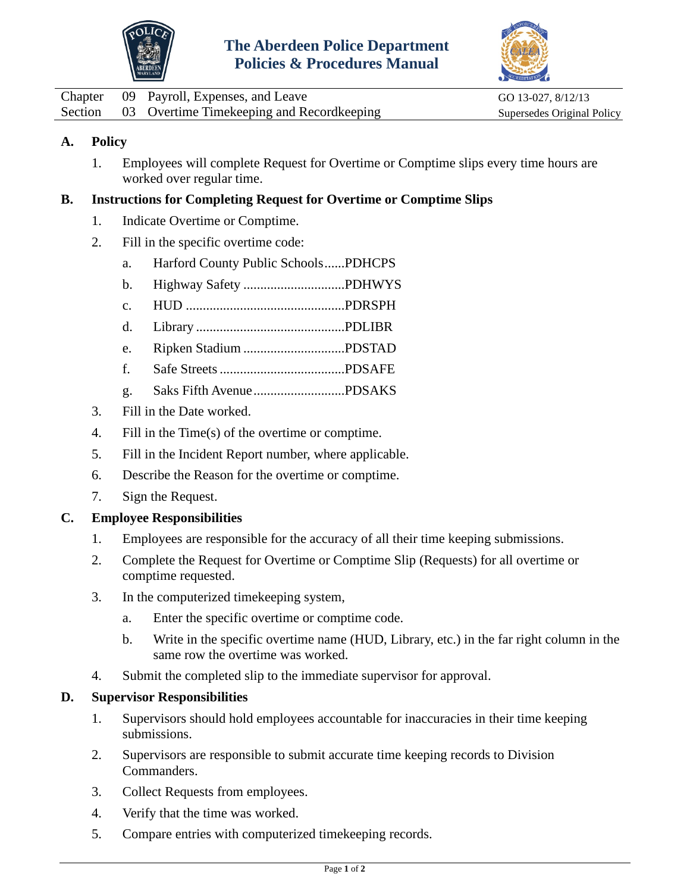# The Aberdeen Police Department
# Policies & Procedures Manual

| | | | |
|---|---|---|---|
| Chapter | 09 | Payroll, Expenses, and Leave | GO 13-027, 8/12/13 |
| Section | 03 | Overtime Timekeeping and Recordkeeping | Supersedes Original Policy |

## A. Policy

1. Employees will complete Request for Overtime or Comptime slips every time hours are worked over regular time.

## B. Instructions for Completing Request for Overtime or Comptime Slips

1. Indicate Overtime or Comptime.
2. Fill in the specific overtime code:
   a. Harford County Public Schools......PDHCPS
   b. Highway Safety ..............................PDHWYS
   c. HUD ...............................................PDRSPH
   d. Library ............................................PDLIBR
   e. Ripken Stadium ..............................PDSTAD
   f. Safe Streets .....................................PDSAFE
   g. Saks Fifth Avenue...........................PDSAKS
3. Fill in the Date worked.
4. Fill in the Time(s) of the overtime or comptime.
5. Fill in the Incident Report number, where applicable.
6. Describe the Reason for the overtime or comptime.
7. Sign the Request.

## C. Employee Responsibilities

1. Employees are responsible for the accuracy of all their time keeping submissions.
2. Complete the Request for Overtime or Comptime Slip (Requests) for all overtime or comptime requested.
3. In the computerized timekeeping system,
   a. Enter the specific overtime or comptime code.
   b. Write in the specific overtime name (HUD, Library, etc.) in the far right column in the same row the overtime was worked.
4. Submit the completed slip to the immediate supervisor for approval.

## D. Supervisor Responsibilities

1. Supervisors should hold employees accountable for inaccuracies in their time keeping submissions.
2. Supervisors are responsible to submit accurate time keeping records to Division Commanders.
3. Collect Requests from employees.
4. Verify that the time was worked.
5. Compare entries with computerized timekeeping records.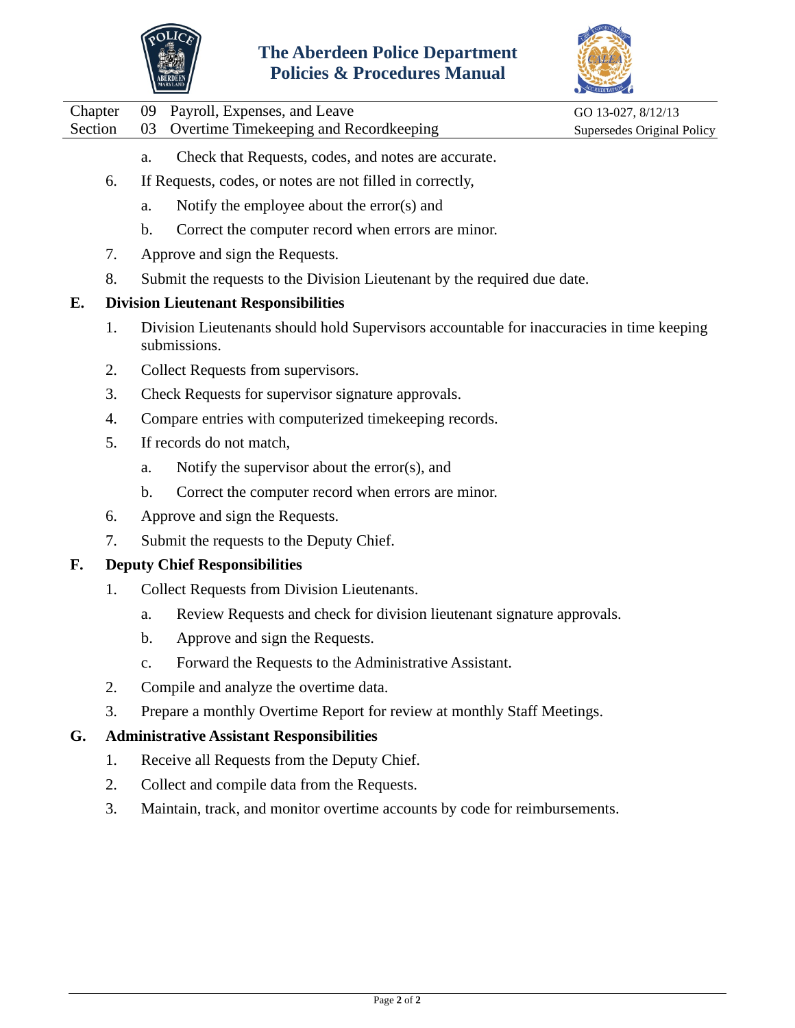a. Check that Requests, codes, and notes are accurate.

6. If Requests, codes, or notes are not filled in correctly,
   a. Notify the employee about the error(s) and
   b. Correct the computer record when errors are minor.
7. Approve and sign the Requests.
8. Submit the requests to the Division Lieutenant by the required due date.

**E. Division Lieutenant Responsibilities**

1. Division Lieutenants should hold Supervisors accountable for inaccuracies in time keeping submissions.
2. Collect Requests from supervisors.
3. Check Requests for supervisor signature approvals.
4. Compare entries with computerized timekeeping records.
5. If records do not match,
   a. Notify the supervisor about the error(s), and
   b. Correct the computer record when errors are minor.
6. Approve and sign the Requests.
7. Submit the requests to the Deputy Chief.

**F. Deputy Chief Responsibilities**

1. Collect Requests from Division Lieutenants.
   a. Review Requests and check for division lieutenant signature approvals.
   b. Approve and sign the Requests.
   c. Forward the Requests to the Administrative Assistant.
2. Compile and analyze the overtime data.
3. Prepare a monthly Overtime Report for review at monthly Staff Meetings.

**G. Administrative Assistant Responsibilities**

1. Receive all Requests from the Deputy Chief.
2. Collect and compile data from the Requests.
3. Maintain, track, and monitor overtime accounts by code for reimbursements.